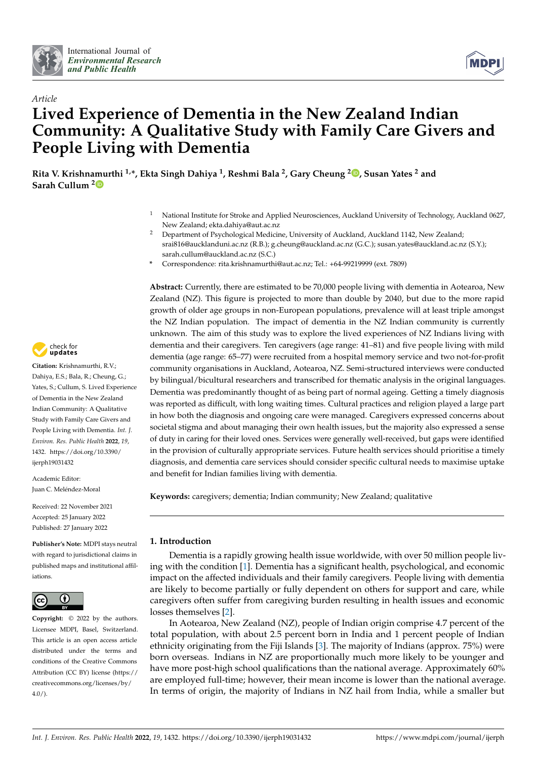*Article*

# Lived Experience of Dementia in the New Zealand Indian Community: A Qualitative Study with Family Care Givers and People Living with Dementia

**Rita V. Krishnamurthi [1,*], Ekta Singh Dahiya [1], Reshmi Bala [2], Gary Cheung [2], Susan Yates [2] and Sarah Cullum [2]**

[1] National Institute for Stroke and Applied Neurosciences, Auckland University of Technology, Auckland 0627, New Zealand; ekta.dahiya@aut.ac.nz

[2] Department of Psychological Medicine, University of Auckland, Auckland 1142, New Zealand; srai816@aucklanduni.ac.nz (R.B.); g.cheung@auckland.ac.nz (G.C.); susan.yates@auckland.ac.nz (S.Y.); sarah.cullum@auckland.ac.nz (S.C.)

\* Correspondence: rita.krishnamurthi@aut.ac.nz; Tel.: +64-99219999 (ext. 7809)

**Abstract:** Currently, there are estimated to be 70,000 people living with dementia in Aotearoa, New Zealand (NZ). This figure is projected to more than double by 2040, but due to the more rapid growth of older age groups in non-European populations, prevalence will at least triple amongst the NZ Indian population. The impact of dementia in the NZ Indian community is currently unknown. The aim of this study was to explore the lived experiences of NZ Indians living with dementia and their caregivers. Ten caregivers (age range: 41–81) and five people living with mild dementia (age range: 65–77) were recruited from a hospital memory service and two not-for-profit community organisations in Auckland, Aotearoa, NZ. Semi-structured interviews were conducted by bilingual/bicultural researchers and transcribed for thematic analysis in the original languages. Dementia was predominantly thought of as being part of normal ageing. Getting a timely diagnosis was reported as difficult, with long waiting times. Cultural practices and religion played a large part in how both the diagnosis and ongoing care were managed. Caregivers expressed concerns about societal stigma and about managing their own health issues, but the majority also expressed a sense of duty in caring for their loved ones. Services were generally well-received, but gaps were identified in the provision of culturally appropriate services. Future health services should prioritise a timely diagnosis, and dementia care services should consider specific cultural needs to maximise uptake and benefit for Indian families living with dementia.

**Keywords:** caregivers; dementia; Indian community; New Zealand; qualitative

**Citation:** Krishnamurthi, R.V.; Dahiya, E.S.; Bala, R.; Cheung, G.; Yates, S.; Cullum, S. Lived Experience of Dementia in the New Zealand Indian Community: A Qualitative Study with Family Care Givers and People Living with Dementia. *Int. J. Environ. Res. Public Health* **2022**, *19*, 1432. https://doi.org/10.3390/ijerph19031432

Academic Editor: Juan C. Meléndez-Moral

Received: 22 November 2021
Accepted: 25 January 2022
Published: 27 January 2022

**Publisher's Note:** MDPI stays neutral with regard to jurisdictional claims in published maps and institutional affiliations.

**Copyright:** © 2022 by the authors. Licensee MDPI, Basel, Switzerland. This article is an open access article distributed under the terms and conditions of the Creative Commons Attribution (CC BY) license (https://creativecommons.org/licenses/by/4.0/).

## 1. Introduction

Dementia is a rapidly growing health issue worldwide, with over 50 million people living with the condition [1]. Dementia has a significant health, psychological, and economic impact on the affected individuals and their family caregivers. People living with dementia are likely to become partially or fully dependent on others for support and care, while caregivers often suffer from caregiving burden resulting in health issues and economic losses themselves [2].

In Aotearoa, New Zealand (NZ), people of Indian origin comprise 4.7 percent of the total population, with about 2.5 percent born in India and 1 percent people of Indian ethnicity originating from the Fiji Islands [3]. The majority of Indians (approx. 75%) were born overseas. Indians in NZ are proportionally much more likely to be younger and have more post-high school qualifications than the national average. Approximately 60% are employed full-time; however, their mean income is lower than the national average. In terms of origin, the majority of Indians in NZ hail from India, while a smaller but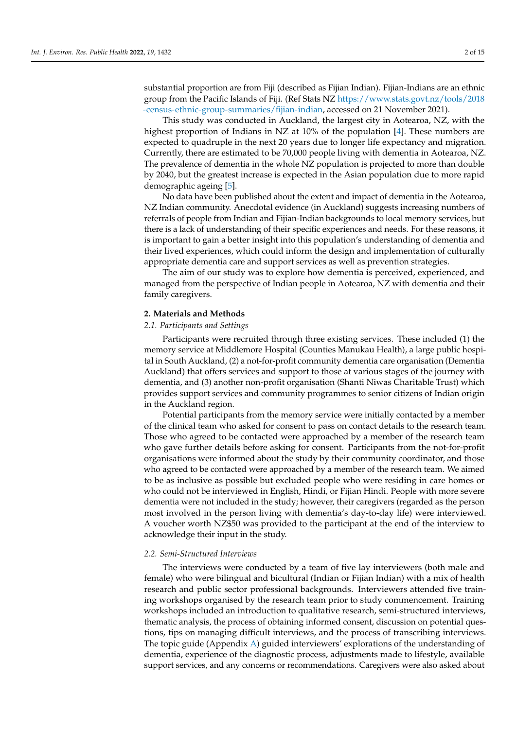substantial proportion are from Fiji (described as Fijian Indian). Fijian-Indians are an ethnic group from the Pacific Islands of Fiji. (Ref Stats NZ https://www.stats.govt.nz/tools/2018-census-ethnic-group-summaries/fijian-indian, accessed on 21 November 2021).

This study was conducted in Auckland, the largest city in Aotearoa, NZ, with the highest proportion of Indians in NZ at 10% of the population [4]. These numbers are expected to quadruple in the next 20 years due to longer life expectancy and migration. Currently, there are estimated to be 70,000 people living with dementia in Aotearoa, NZ. The prevalence of dementia in the whole NZ population is projected to more than double by 2040, but the greatest increase is expected in the Asian population due to more rapid demographic ageing [5].

No data have been published about the extent and impact of dementia in the Aotearoa, NZ Indian community. Anecdotal evidence (in Auckland) suggests increasing numbers of referrals of people from Indian and Fijian-Indian backgrounds to local memory services, but there is a lack of understanding of their specific experiences and needs. For these reasons, it is important to gain a better insight into this population's understanding of dementia and their lived experiences, which could inform the design and implementation of culturally appropriate dementia care and support services as well as prevention strategies.

The aim of our study was to explore how dementia is perceived, experienced, and managed from the perspective of Indian people in Aotearoa, NZ with dementia and their family caregivers.

## 2. Materials and Methods

### 2.1. Participants and Settings

Participants were recruited through three existing services. These included (1) the memory service at Middlemore Hospital (Counties Manukau Health), a large public hospital in South Auckland, (2) a not-for-profit community dementia care organisation (Dementia Auckland) that offers services and support to those at various stages of the journey with dementia, and (3) another non-profit organisation (Shanti Niwas Charitable Trust) which provides support services and community programmes to senior citizens of Indian origin in the Auckland region.

Potential participants from the memory service were initially contacted by a member of the clinical team who asked for consent to pass on contact details to the research team. Those who agreed to be contacted were approached by a member of the research team who gave further details before asking for consent. Participants from the not-for-profit organisations were informed about the study by their community coordinator, and those who agreed to be contacted were approached by a member of the research team. We aimed to be as inclusive as possible but excluded people who were residing in care homes or who could not be interviewed in English, Hindi, or Fijian Hindi. People with more severe dementia were not included in the study; however, their caregivers (regarded as the person most involved in the person living with dementia's day-to-day life) were interviewed. A voucher worth NZ$50 was provided to the participant at the end of the interview to acknowledge their input in the study.

### 2.2. Semi-Structured Interviews

The interviews were conducted by a team of five lay interviewers (both male and female) who were bilingual and bicultural (Indian or Fijian Indian) with a mix of health research and public sector professional backgrounds. Interviewers attended five training workshops organised by the research team prior to study commencement. Training workshops included an introduction to qualitative research, semi-structured interviews, thematic analysis, the process of obtaining informed consent, discussion on potential questions, tips on managing difficult interviews, and the process of transcribing interviews. The topic guide (Appendix A) guided interviewers' explorations of the understanding of dementia, experience of the diagnostic process, adjustments made to lifestyle, available support services, and any concerns or recommendations. Caregivers were also asked about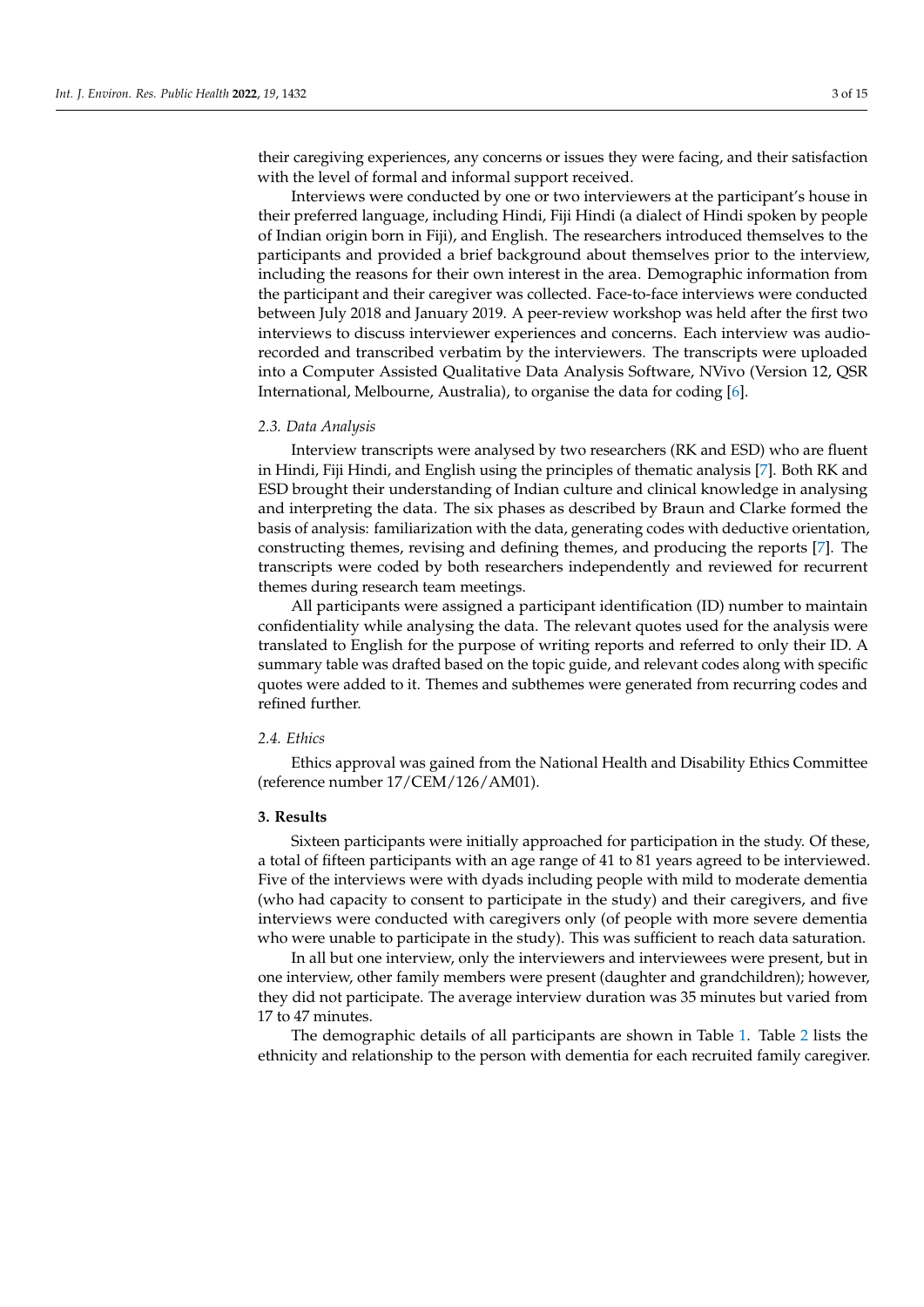their caregiving experiences, any concerns or issues they were facing, and their satisfaction with the level of formal and informal support received.

Interviews were conducted by one or two interviewers at the participant's house in their preferred language, including Hindi, Fiji Hindi (a dialect of Hindi spoken by people of Indian origin born in Fiji), and English. The researchers introduced themselves to the participants and provided a brief background about themselves prior to the interview, including the reasons for their own interest in the area. Demographic information from the participant and their caregiver was collected. Face-to-face interviews were conducted between July 2018 and January 2019. A peer-review workshop was held after the first two interviews to discuss interviewer experiences and concerns. Each interview was audio-recorded and transcribed verbatim by the interviewers. The transcripts were uploaded into a Computer Assisted Qualitative Data Analysis Software, NVivo (Version 12, QSR International, Melbourne, Australia), to organise the data for coding [6].

### 2.3. Data Analysis

Interview transcripts were analysed by two researchers (RK and ESD) who are fluent in Hindi, Fiji Hindi, and English using the principles of thematic analysis [7]. Both RK and ESD brought their understanding of Indian culture and clinical knowledge in analysing and interpreting the data. The six phases as described by Braun and Clarke formed the basis of analysis: familiarization with the data, generating codes with deductive orientation, constructing themes, revising and defining themes, and producing the reports [7]. The transcripts were coded by both researchers independently and reviewed for recurrent themes during research team meetings.

All participants were assigned a participant identification (ID) number to maintain confidentiality while analysing the data. The relevant quotes used for the analysis were translated to English for the purpose of writing reports and referred to only their ID. A summary table was drafted based on the topic guide, and relevant codes along with specific quotes were added to it. Themes and subthemes were generated from recurring codes and refined further.

### 2.4. Ethics

Ethics approval was gained from the National Health and Disability Ethics Committee (reference number 17/CEM/126/AM01).

## 3. Results

Sixteen participants were initially approached for participation in the study. Of these, a total of fifteen participants with an age range of 41 to 81 years agreed to be interviewed. Five of the interviews were with dyads including people with mild to moderate dementia (who had capacity to consent to participate in the study) and their caregivers, and five interviews were conducted with caregivers only (of people with more severe dementia who were unable to participate in the study). This was sufficient to reach data saturation.

In all but one interview, only the interviewers and interviewees were present, but in one interview, other family members were present (daughter and grandchildren); however, they did not participate. The average interview duration was 35 minutes but varied from 17 to 47 minutes.

The demographic details of all participants are shown in Table 1. Table 2 lists the ethnicity and relationship to the person with dementia for each recruited family caregiver.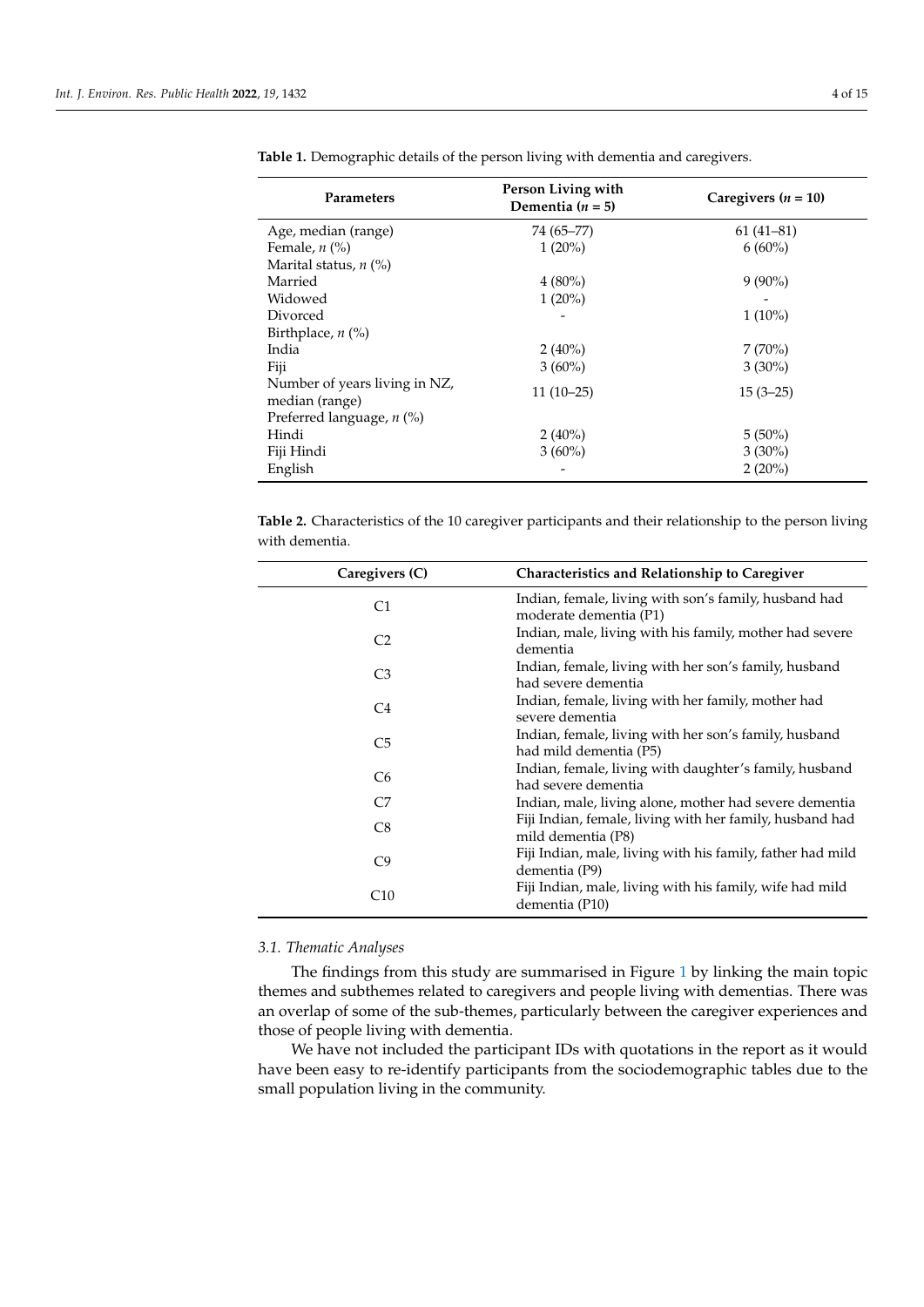**Table 1.** Demographic details of the person living with dementia and caregivers.

| Parameters | Person Living with Dementia ($n$ = 5) | Caregivers ($n$ = 10) |
|---|---|---|
| Age, median (range) | 74 (65–77) | 61 (41–81) |
| Female, $n$ (%) | 1 (20%) | 6 (60%) |
| Marital status, $n$ (%) | | |
| Married | 4 (80%) | 9 (90%) |
| Widowed | 1 (20%) | - |
| Divorced | - | 1 (10%) |
| Birthplace, $n$ (%) | | |
| India | 2 (40%) | 7 (70%) |
| Fiji | 3 (60%) | 3 (30%) |
| Number of years living in NZ, median (range) | 11 (10–25) | 15 (3–25) |
| Preferred language, $n$ (%) | | |
| Hindi | 2 (40%) | 5 (50%) |
| Fiji Hindi | 3 (60%) | 3 (30%) |
| English | - | 2 (20%) |

**Table 2.** Characteristics of the 10 caregiver participants and their relationship to the person living with dementia.

| Caregivers (C) | Characteristics and Relationship to Caregiver |
|---|---|
| C1 | Indian, female, living with son's family, husband had moderate dementia (P1) |
| C2 | Indian, male, living with his family, mother had severe dementia |
| C3 | Indian, female, living with her son's family, husband had severe dementia |
| C4 | Indian, female, living with her family, mother had severe dementia |
| C5 | Indian, female, living with her son's family, husband had mild dementia (P5) |
| C6 | Indian, female, living with daughter's family, husband had severe dementia |
| C7 | Indian, male, living alone, mother had severe dementia |
| C8 | Fiji Indian, female, living with her family, husband had mild dementia (P8) |
| C9 | Fiji Indian, male, living with his family, father had mild dementia (P9) |
| C10 | Fiji Indian, male, living with his family, wife had mild dementia (P10) |

### 3.1. Thematic Analyses

The findings from this study are summarised in Figure 1 by linking the main topic themes and subthemes related to caregivers and people living with dementias. There was an overlap of some of the sub-themes, particularly between the caregiver experiences and those of people living with dementia.

We have not included the participant IDs with quotations in the report as it would have been easy to re-identify participants from the sociodemographic tables due to the small population living in the community.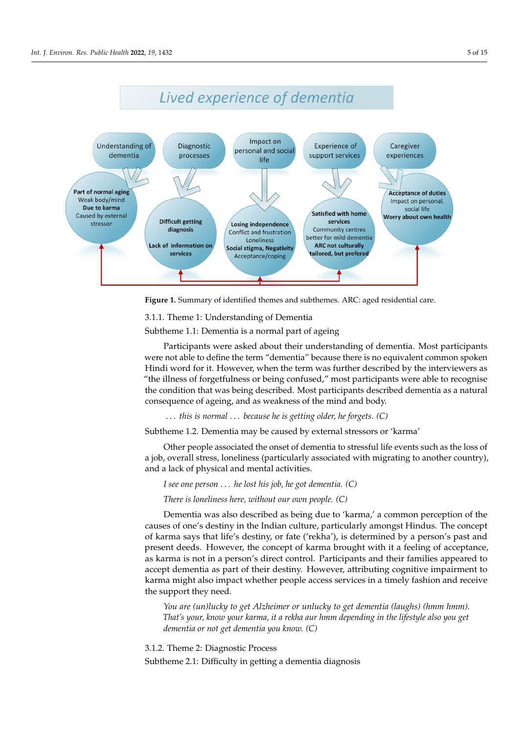Figure 1. Summary of identified themes and subthemes. ARC: aged residential care.

### 3.1.1. Theme 1: Understanding of Dementia

Subtheme 1.1: Dementia is a normal part of ageing

Participants were asked about their understanding of dementia. Most participants were not able to define the term "dementia" because there is no equivalent common spoken Hindi word for it. However, when the term was further described by the interviewers as "the illness of forgetfulness or being confused," most participants were able to recognise the condition that was being described. Most participants described dementia as a natural consequence of ageing, and as weakness of the mind and body.

> *… this is normal … because he is getting older, he forgets. (C)*

Subtheme 1.2. Dementia may be caused by external stressors or 'karma'

Other people associated the onset of dementia to stressful life events such as the loss of a job, overall stress, loneliness (particularly associated with migrating to another country), and a lack of physical and mental activities.

> *I see one person … he lost his job, he got dementia. (C)*
>
> *There is loneliness here, without our own people. (C)*

Dementia was also described as being due to 'karma,' a common perception of the causes of one's destiny in the Indian culture, particularly amongst Hindus. The concept of karma says that life's destiny, or fate ('rekha'), is determined by a person's past and present deeds. However, the concept of karma brought with it a feeling of acceptance, as karma is not in a person's direct control. Participants and their families appeared to accept dementia as part of their destiny. However, attributing cognitive impairment to karma might also impact whether people access services in a timely fashion and receive the support they need.

> *You are (un)lucky to get Alzheimer or unlucky to get dementia (laughs) (hmm hmm). That's your, know your karma, it a rekha aur hmm depending in the lifestyle also you get dementia or not get dementia you know. (C)*

### 3.1.2. Theme 2: Diagnostic Process

Subtheme 2.1: Difficulty in getting a dementia diagnosis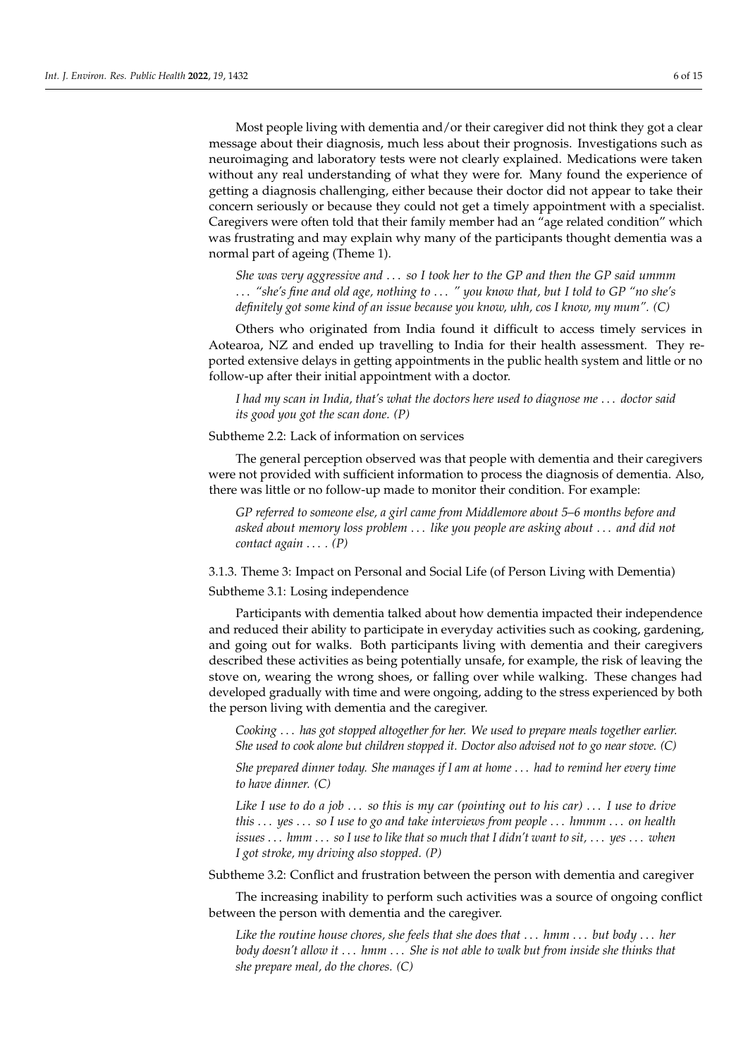Most people living with dementia and/or their caregiver did not think they got a clear message about their diagnosis, much less about their prognosis. Investigations such as neuroimaging and laboratory tests were not clearly explained. Medications were taken without any real understanding of what they were for. Many found the experience of getting a diagnosis challenging, either because their doctor did not appear to take their concern seriously or because they could not get a timely appointment with a specialist. Caregivers were often told that their family member had an "age related condition" which was frustrating and may explain why many of the participants thought dementia was a normal part of ageing (Theme 1).

> *She was very aggressive and . . . so I took her to the GP and then the GP said ummm . . . "she's fine and old age, nothing to . . . " you know that, but I told to GP "no she's definitely got some kind of an issue because you know, uhh, cos I know, my mum". (C)*

Others who originated from India found it difficult to access timely services in Aotearoa, NZ and ended up travelling to India for their health assessment. They reported extensive delays in getting appointments in the public health system and little or no follow-up after their initial appointment with a doctor.

> *I had my scan in India, that's what the doctors here used to diagnose me . . . doctor said its good you got the scan done. (P)*

Subtheme 2.2: Lack of information on services

The general perception observed was that people with dementia and their caregivers were not provided with sufficient information to process the diagnosis of dementia. Also, there was little or no follow-up made to monitor their condition. For example:

> *GP referred to someone else, a girl came from Middlemore about 5–6 months before and asked about memory loss problem . . . like you people are asking about . . . and did not contact again . . . . (P)*

#### 3.1.3. Theme 3: Impact on Personal and Social Life (of Person Living with Dementia)

Subtheme 3.1: Losing independence

Participants with dementia talked about how dementia impacted their independence and reduced their ability to participate in everyday activities such as cooking, gardening, and going out for walks. Both participants living with dementia and their caregivers described these activities as being potentially unsafe, for example, the risk of leaving the stove on, wearing the wrong shoes, or falling over while walking. These changes had developed gradually with time and were ongoing, adding to the stress experienced by both the person living with dementia and the caregiver.

> *Cooking . . . has got stopped altogether for her. We used to prepare meals together earlier. She used to cook alone but children stopped it. Doctor also advised not to go near stove. (C)*

> *She prepared dinner today. She manages if I am at home . . . had to remind her every time to have dinner. (C)*

> *Like I use to do a job . . . so this is my car (pointing out to his car) . . . I use to drive this . . . yes . . . so I use to go and take interviews from people . . . hmmm . . . on health issues . . . hmm . . . so I use to like that so much that I didn't want to sit, . . . yes . . . when I got stroke, my driving also stopped. (P)*

Subtheme 3.2: Conflict and frustration between the person with dementia and caregiver

The increasing inability to perform such activities was a source of ongoing conflict between the person with dementia and the caregiver.

> *Like the routine house chores, she feels that she does that . . . hmm . . . but body . . . her body doesn't allow it . . . hmm . . . She is not able to walk but from inside she thinks that she prepare meal, do the chores. (C)*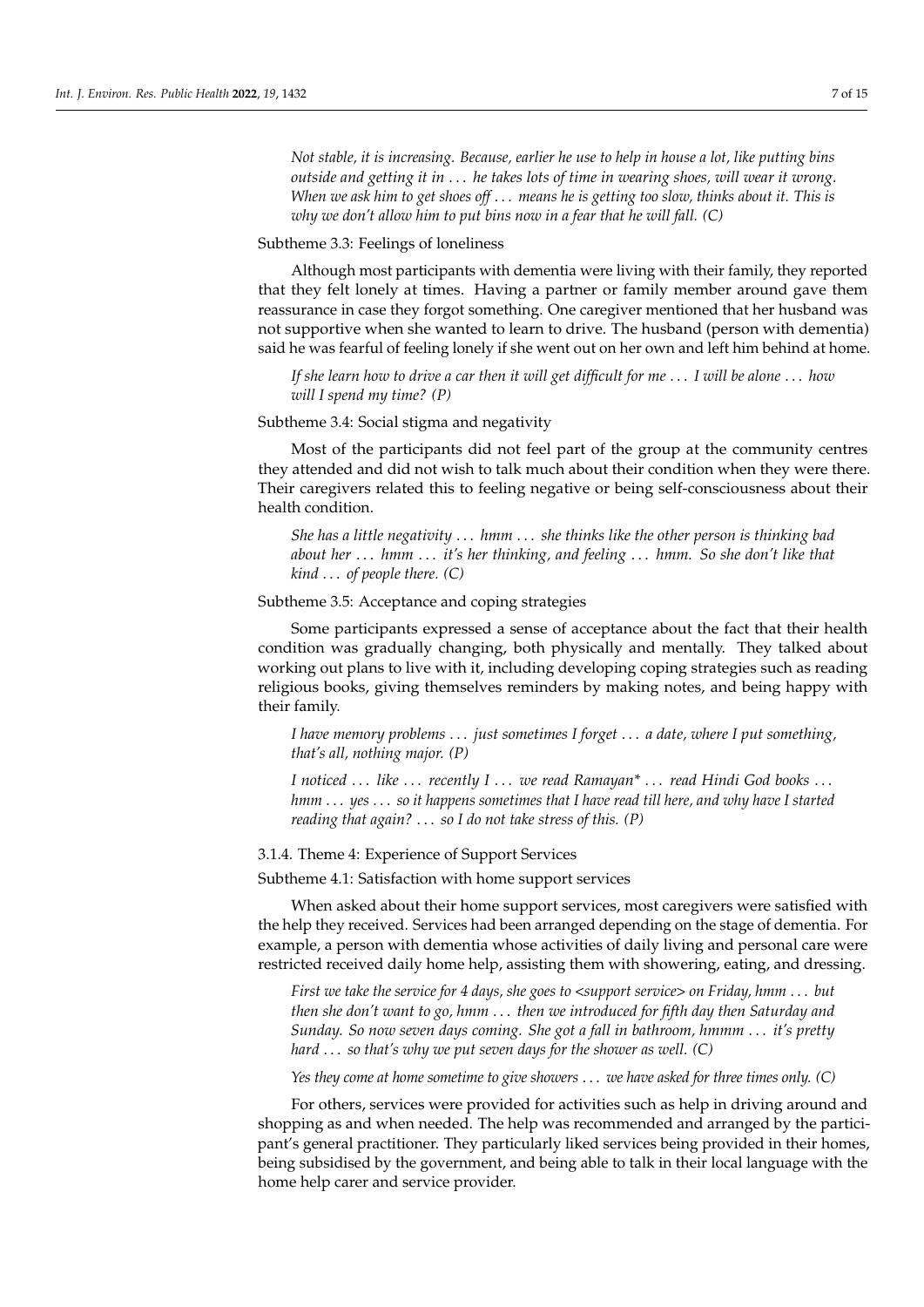*Not stable, it is increasing. Because, earlier he use to help in house a lot, like putting bins outside and getting it in . . . he takes lots of time in wearing shoes, will wear it wrong. When we ask him to get shoes off . . . means he is getting too slow, thinks about it. This is why we don't allow him to put bins now in a fear that he will fall. (C)*

Subtheme 3.3: Feelings of loneliness

Although most participants with dementia were living with their family, they reported that they felt lonely at times. Having a partner or family member around gave them reassurance in case they forgot something. One caregiver mentioned that her husband was not supportive when she wanted to learn to drive. The husband (person with dementia) said he was fearful of feeling lonely if she went out on her own and left him behind at home.

*If she learn how to drive a car then it will get difficult for me . . . I will be alone . . . how will I spend my time? (P)*

Subtheme 3.4: Social stigma and negativity

Most of the participants did not feel part of the group at the community centres they attended and did not wish to talk much about their condition when they were there. Their caregivers related this to feeling negative or being self-consciousness about their health condition.

*She has a little negativity . . . hmm . . . she thinks like the other person is thinking bad about her . . . hmm . . . it's her thinking, and feeling . . . hmm. So she don't like that kind . . . of people there. (C)*

Subtheme 3.5: Acceptance and coping strategies

Some participants expressed a sense of acceptance about the fact that their health condition was gradually changing, both physically and mentally. They talked about working out plans to live with it, including developing coping strategies such as reading religious books, giving themselves reminders by making notes, and being happy with their family.

*I have memory problems . . . just sometimes I forget . . . a date, where I put something, that's all, nothing major. (P)*

*I noticed . . . like . . . recently I . . . we read Ramayan* . . . read Hindi God books . . . hmm . . . yes . . . so it happens sometimes that I have read till here, and why have I started reading that again? . . . so I do not take stress of this. (P)*

3.1.4. Theme 4: Experience of Support Services

Subtheme 4.1: Satisfaction with home support services

When asked about their home support services, most caregivers were satisfied with the help they received. Services had been arranged depending on the stage of dementia. For example, a person with dementia whose activities of daily living and personal care were restricted received daily home help, assisting them with showering, eating, and dressing.

*First we take the service for 4 days, she goes to <support service> on Friday, hmm . . . but then she don't want to go, hmm . . . then we introduced for fifth day then Saturday and Sunday. So now seven days coming. She got a fall in bathroom, hmmm . . . it's pretty hard . . . so that's why we put seven days for the shower as well. (C)*

*Yes they come at home sometime to give showers . . . we have asked for three times only. (C)*

For others, services were provided for activities such as help in driving around and shopping as and when needed. The help was recommended and arranged by the participant's general practitioner. They particularly liked services being provided in their homes, being subsidised by the government, and being able to talk in their local language with the home help carer and service provider.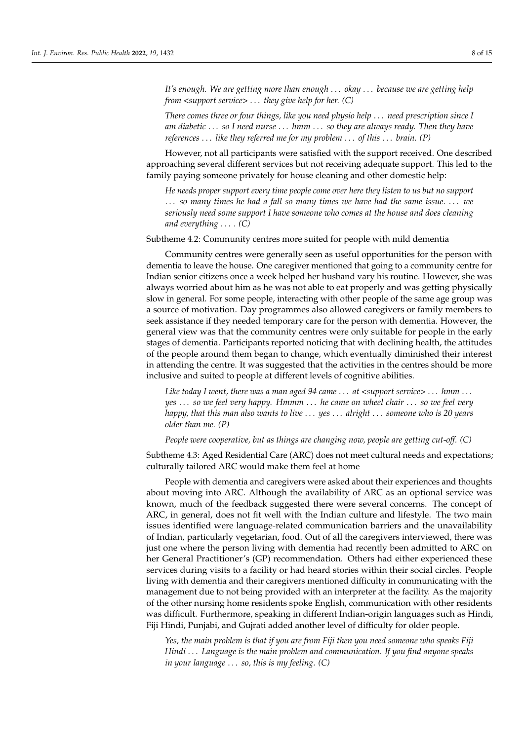*It's enough. We are getting more than enough ... okay ... because we are getting help from <support service> ... they give help for her. (C)*

*There comes three or four things, like you need physio help ... need prescription since I am diabetic ... so I need nurse ... hmm ... so they are always ready. Then they have references ... like they referred me for my problem ... of this ... brain. (P)*

However, not all participants were satisfied with the support received. One described approaching several different services but not receiving adequate support. This led to the family paying someone privately for house cleaning and other domestic help:

*He needs proper support every time people come over here they listen to us but no support ... so many times he had a fall so many times we have had the same issue. ... we seriously need some support I have someone who comes at the house and does cleaning and everything .... (C)*

Subtheme 4.2: Community centres more suited for people with mild dementia

Community centres were generally seen as useful opportunities for the person with dementia to leave the house. One caregiver mentioned that going to a community centre for Indian senior citizens once a week helped her husband vary his routine. However, she was always worried about him as he was not able to eat properly and was getting physically slow in general. For some people, interacting with other people of the same age group was a source of motivation. Day programmes also allowed caregivers or family members to seek assistance if they needed temporary care for the person with dementia. However, the general view was that the community centres were only suitable for people in the early stages of dementia. Participants reported noticing that with declining health, the attitudes of the people around them began to change, which eventually diminished their interest in attending the centre. It was suggested that the activities in the centres should be more inclusive and suited to people at different levels of cognitive abilities.

*Like today I went, there was a man aged 94 came ... at <support service> ... hmm ... yes ... so we feel very happy. Hmmm ... he came on wheel chair ... so we feel very happy, that this man also wants to live ... yes ... alright ... someone who is 20 years older than me. (P)*

*People were cooperative, but as things are changing now, people are getting cut-off. (C)*

Subtheme 4.3: Aged Residential Care (ARC) does not meet cultural needs and expectations; culturally tailored ARC would make them feel at home

People with dementia and caregivers were asked about their experiences and thoughts about moving into ARC. Although the availability of ARC as an optional service was known, much of the feedback suggested there were several concerns. The concept of ARC, in general, does not fit well with the Indian culture and lifestyle. The two main issues identified were language-related communication barriers and the unavailability of Indian, particularly vegetarian, food. Out of all the caregivers interviewed, there was just one where the person living with dementia had recently been admitted to ARC on her General Practitioner's (GP) recommendation. Others had either experienced these services during visits to a facility or had heard stories within their social circles. People living with dementia and their caregivers mentioned difficulty in communicating with the management due to not being provided with an interpreter at the facility. As the majority of the other nursing home residents spoke English, communication with other residents was difficult. Furthermore, speaking in different Indian-origin languages such as Hindi, Fiji Hindi, Punjabi, and Gujrati added another level of difficulty for older people.

*Yes, the main problem is that if you are from Fiji then you need someone who speaks Fiji Hindi ... Language is the main problem and communication. If you find anyone speaks in your language ... so, this is my feeling. (C)*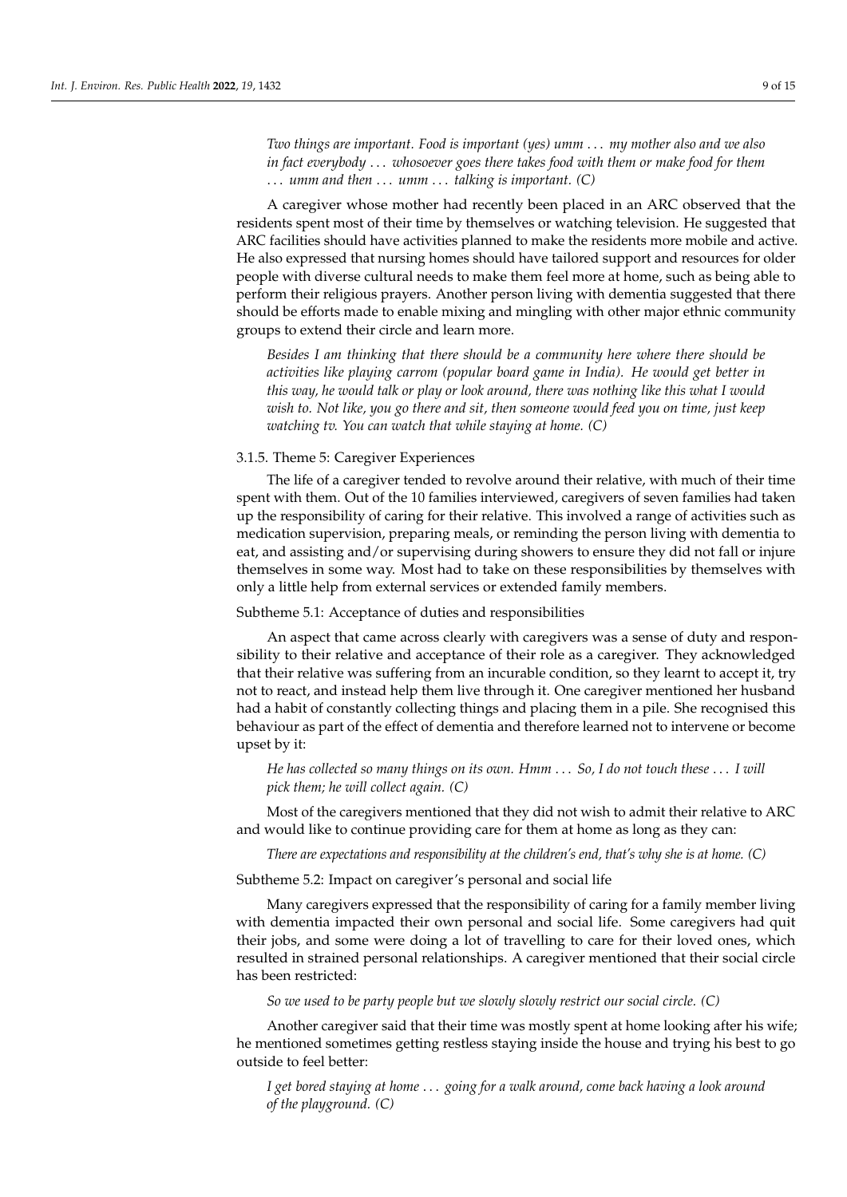*Two things are important. Food is important (yes) umm ... my mother also and we also in fact everybody ... whosoever goes there takes food with them or make food for them ... umm and then ... umm ... talking is important. (C)*

A caregiver whose mother had recently been placed in an ARC observed that the residents spent most of their time by themselves or watching television. He suggested that ARC facilities should have activities planned to make the residents more mobile and active. He also expressed that nursing homes should have tailored support and resources for older people with diverse cultural needs to make them feel more at home, such as being able to perform their religious prayers. Another person living with dementia suggested that there should be efforts made to enable mixing and mingling with other major ethnic community groups to extend their circle and learn more.

*Besides I am thinking that there should be a community here where there should be activities like playing carrom (popular board game in India). He would get better in this way, he would talk or play or look around, there was nothing like this what I would wish to. Not like, you go there and sit, then someone would feed you on time, just keep watching tv. You can watch that while staying at home. (C)*

#### 3.1.5. Theme 5: Caregiver Experiences

The life of a caregiver tended to revolve around their relative, with much of their time spent with them. Out of the 10 families interviewed, caregivers of seven families had taken up the responsibility of caring for their relative. This involved a range of activities such as medication supervision, preparing meals, or reminding the person living with dementia to eat, and assisting and/or supervising during showers to ensure they did not fall or injure themselves in some way. Most had to take on these responsibilities by themselves with only a little help from external services or extended family members.

Subtheme 5.1: Acceptance of duties and responsibilities

An aspect that came across clearly with caregivers was a sense of duty and responsibility to their relative and acceptance of their role as a caregiver. They acknowledged that their relative was suffering from an incurable condition, so they learnt to accept it, try not to react, and instead help them live through it. One caregiver mentioned her husband had a habit of constantly collecting things and placing them in a pile. She recognised this behaviour as part of the effect of dementia and therefore learned not to intervene or become upset by it:

*He has collected so many things on its own. Hmm ... So, I do not touch these ... I will pick them; he will collect again. (C)*

Most of the caregivers mentioned that they did not wish to admit their relative to ARC and would like to continue providing care for them at home as long as they can:

*There are expectations and responsibility at the children's end, that's why she is at home. (C)*

Subtheme 5.2: Impact on caregiver's personal and social life

Many caregivers expressed that the responsibility of caring for a family member living with dementia impacted their own personal and social life. Some caregivers had quit their jobs, and some were doing a lot of travelling to care for their loved ones, which resulted in strained personal relationships. A caregiver mentioned that their social circle has been restricted:

*So we used to be party people but we slowly slowly restrict our social circle. (C)*

Another caregiver said that their time was mostly spent at home looking after his wife; he mentioned sometimes getting restless staying inside the house and trying his best to go outside to feel better:

*I get bored staying at home ... going for a walk around, come back having a look around of the playground. (C)*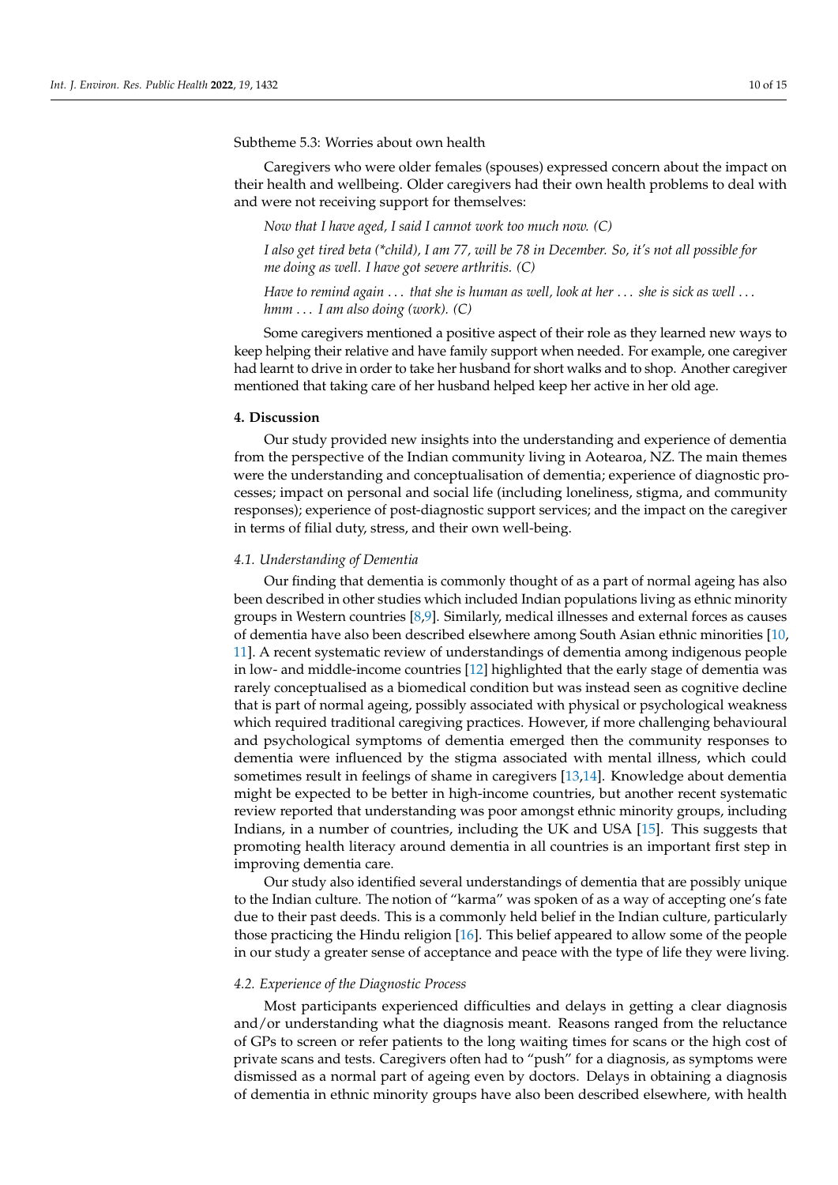Subtheme 5.3: Worries about own health

Caregivers who were older females (spouses) expressed concern about the impact on their health and wellbeing. Older caregivers had their own health problems to deal with and were not receiving support for themselves:

> *Now that I have aged, I said I cannot work too much now. (C)*
>
> *I also get tired beta (\*child), I am 77, will be 78 in December. So, it's not all possible for me doing as well. I have got severe arthritis. (C)*
>
> *Have to remind again . . . that she is human as well, look at her . . . she is sick as well . . . hmm . . . I am also doing (work). (C)*

Some caregivers mentioned a positive aspect of their role as they learned new ways to keep helping their relative and have family support when needed. For example, one caregiver had learnt to drive in order to take her husband for short walks and to shop. Another caregiver mentioned that taking care of her husband helped keep her active in her old age.

## 4. Discussion

Our study provided new insights into the understanding and experience of dementia from the perspective of the Indian community living in Aotearoa, NZ. The main themes were the understanding and conceptualisation of dementia; experience of diagnostic processes; impact on personal and social life (including loneliness, stigma, and community responses); experience of post-diagnostic support services; and the impact on the caregiver in terms of filial duty, stress, and their own well-being.

### 4.1. Understanding of Dementia

Our finding that dementia is commonly thought of as a part of normal ageing has also been described in other studies which included Indian populations living as ethnic minority groups in Western countries [8,9]. Similarly, medical illnesses and external forces as causes of dementia have also been described elsewhere among South Asian ethnic minorities [10,11]. A recent systematic review of understandings of dementia among indigenous people in low- and middle-income countries [12] highlighted that the early stage of dementia was rarely conceptualised as a biomedical condition but was instead seen as cognitive decline that is part of normal ageing, possibly associated with physical or psychological weakness which required traditional caregiving practices. However, if more challenging behavioural and psychological symptoms of dementia emerged then the community responses to dementia were influenced by the stigma associated with mental illness, which could sometimes result in feelings of shame in caregivers [13,14]. Knowledge about dementia might be expected to be better in high-income countries, but another recent systematic review reported that understanding was poor amongst ethnic minority groups, including Indians, in a number of countries, including the UK and USA [15]. This suggests that promoting health literacy around dementia in all countries is an important first step in improving dementia care.

Our study also identified several understandings of dementia that are possibly unique to the Indian culture. The notion of "karma" was spoken of as a way of accepting one's fate due to their past deeds. This is a commonly held belief in the Indian culture, particularly those practicing the Hindu religion [16]. This belief appeared to allow some of the people in our study a greater sense of acceptance and peace with the type of life they were living.

### 4.2. Experience of the Diagnostic Process

Most participants experienced difficulties and delays in getting a clear diagnosis and/or understanding what the diagnosis meant. Reasons ranged from the reluctance of GPs to screen or refer patients to the long waiting times for scans or the high cost of private scans and tests. Caregivers often had to "push" for a diagnosis, as symptoms were dismissed as a normal part of ageing even by doctors. Delays in obtaining a diagnosis of dementia in ethnic minority groups have also been described elsewhere, with health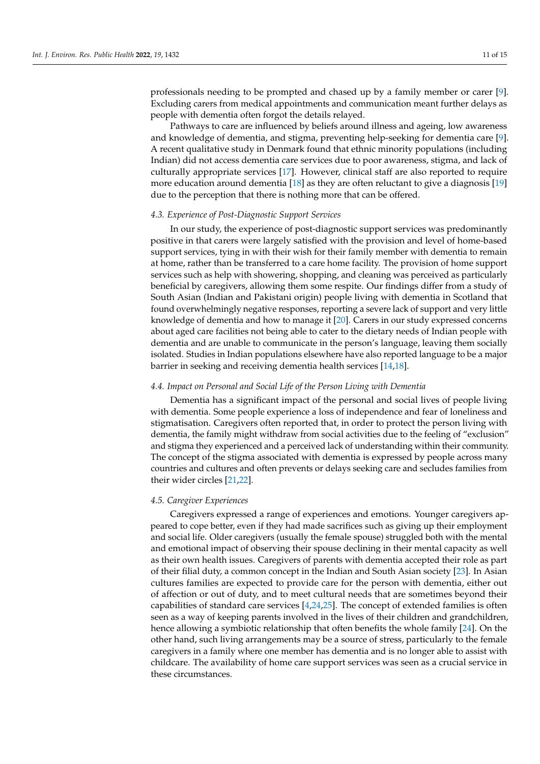professionals needing to be prompted and chased up by a family member or carer [9]. Excluding carers from medical appointments and communication meant further delays as people with dementia often forgot the details relayed.

Pathways to care are influenced by beliefs around illness and ageing, low awareness and knowledge of dementia, and stigma, preventing help-seeking for dementia care [9]. A recent qualitative study in Denmark found that ethnic minority populations (including Indian) did not access dementia care services due to poor awareness, stigma, and lack of culturally appropriate services [17]. However, clinical staff are also reported to require more education around dementia [18] as they are often reluctant to give a diagnosis [19] due to the perception that there is nothing more that can be offered.

### 4.3. Experience of Post-Diagnostic Support Services

In our study, the experience of post-diagnostic support services was predominantly positive in that carers were largely satisfied with the provision and level of home-based support services, tying in with their wish for their family member with dementia to remain at home, rather than be transferred to a care home facility. The provision of home support services such as help with showering, shopping, and cleaning was perceived as particularly beneficial by caregivers, allowing them some respite. Our findings differ from a study of South Asian (Indian and Pakistani origin) people living with dementia in Scotland that found overwhelmingly negative responses, reporting a severe lack of support and very little knowledge of dementia and how to manage it [20]. Carers in our study expressed concerns about aged care facilities not being able to cater to the dietary needs of Indian people with dementia and are unable to communicate in the person's language, leaving them socially isolated. Studies in Indian populations elsewhere have also reported language to be a major barrier in seeking and receiving dementia health services [14,18].

### 4.4. Impact on Personal and Social Life of the Person Living with Dementia

Dementia has a significant impact of the personal and social lives of people living with dementia. Some people experience a loss of independence and fear of loneliness and stigmatisation. Caregivers often reported that, in order to protect the person living with dementia, the family might withdraw from social activities due to the feeling of "exclusion" and stigma they experienced and a perceived lack of understanding within their community. The concept of the stigma associated with dementia is expressed by people across many countries and cultures and often prevents or delays seeking care and secludes families from their wider circles [21,22].

### 4.5. Caregiver Experiences

Caregivers expressed a range of experiences and emotions. Younger caregivers appeared to cope better, even if they had made sacrifices such as giving up their employment and social life. Older caregivers (usually the female spouse) struggled both with the mental and emotional impact of observing their spouse declining in their mental capacity as well as their own health issues. Caregivers of parents with dementia accepted their role as part of their filial duty, a common concept in the Indian and South Asian society [23]. In Asian cultures families are expected to provide care for the person with dementia, either out of affection or out of duty, and to meet cultural needs that are sometimes beyond their capabilities of standard care services [4,24,25]. The concept of extended families is often seen as a way of keeping parents involved in the lives of their children and grandchildren, hence allowing a symbiotic relationship that often benefits the whole family [24]. On the other hand, such living arrangements may be a source of stress, particularly to the female caregivers in a family where one member has dementia and is no longer able to assist with childcare. The availability of home care support services was seen as a crucial service in these circumstances.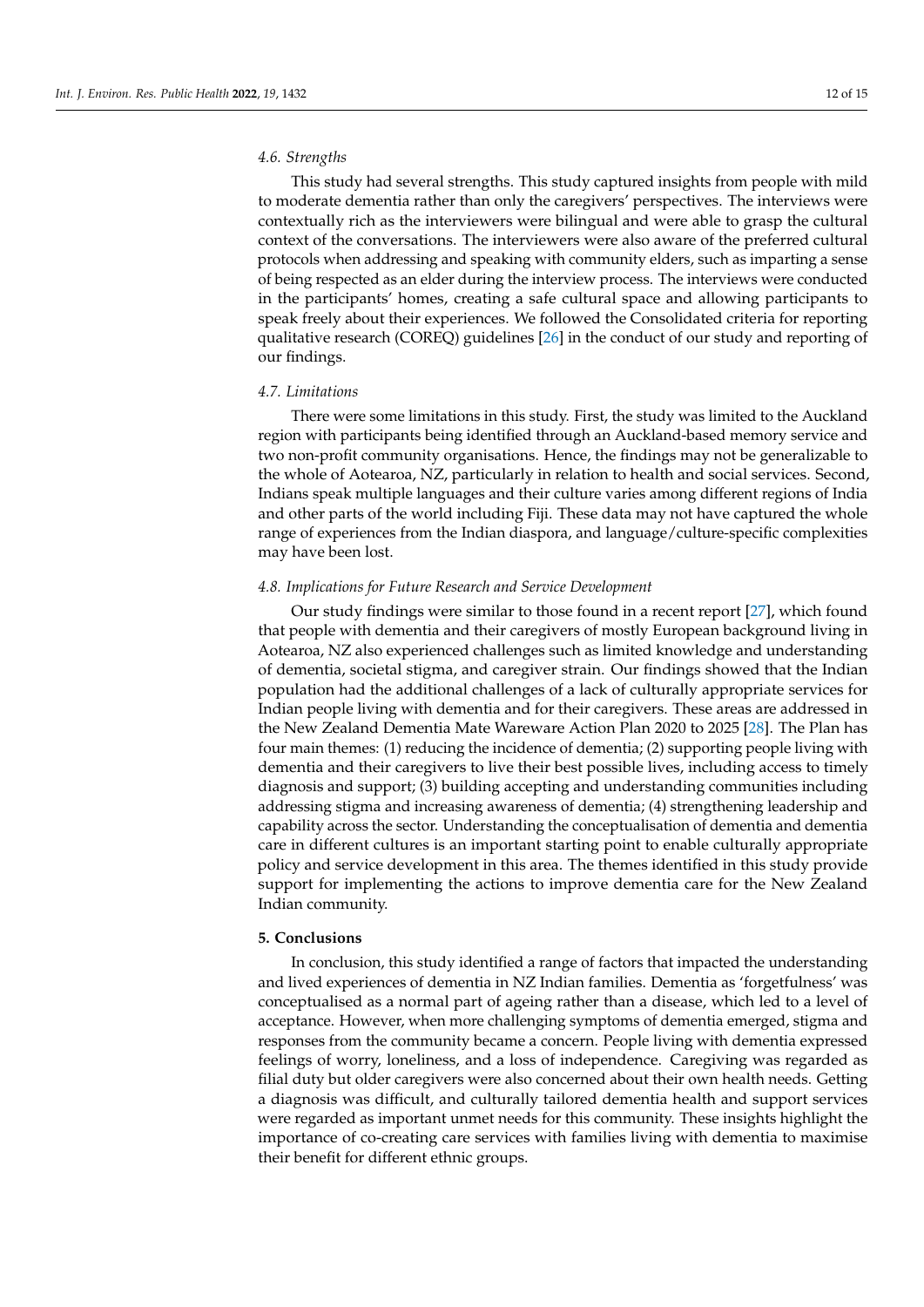### 4.6. Strengths

This study had several strengths. This study captured insights from people with mild to moderate dementia rather than only the caregivers' perspectives. The interviews were contextually rich as the interviewers were bilingual and were able to grasp the cultural context of the conversations. The interviewers were also aware of the preferred cultural protocols when addressing and speaking with community elders, such as imparting a sense of being respected as an elder during the interview process. The interviews were conducted in the participants' homes, creating a safe cultural space and allowing participants to speak freely about their experiences. We followed the Consolidated criteria for reporting qualitative research (COREQ) guidelines [26] in the conduct of our study and reporting of our findings.

### 4.7. Limitations

There were some limitations in this study. First, the study was limited to the Auckland region with participants being identified through an Auckland-based memory service and two non-profit community organisations. Hence, the findings may not be generalizable to the whole of Aotearoa, NZ, particularly in relation to health and social services. Second, Indians speak multiple languages and their culture varies among different regions of India and other parts of the world including Fiji. These data may not have captured the whole range of experiences from the Indian diaspora, and language/culture-specific complexities may have been lost.

### 4.8. Implications for Future Research and Service Development

Our study findings were similar to those found in a recent report [27], which found that people with dementia and their caregivers of mostly European background living in Aotearoa, NZ also experienced challenges such as limited knowledge and understanding of dementia, societal stigma, and caregiver strain. Our findings showed that the Indian population had the additional challenges of a lack of culturally appropriate services for Indian people living with dementia and for their caregivers. These areas are addressed in the New Zealand Dementia Mate Wareware Action Plan 2020 to 2025 [28]. The Plan has four main themes: (1) reducing the incidence of dementia; (2) supporting people living with dementia and their caregivers to live their best possible lives, including access to timely diagnosis and support; (3) building accepting and understanding communities including addressing stigma and increasing awareness of dementia; (4) strengthening leadership and capability across the sector. Understanding the conceptualisation of dementia and dementia care in different cultures is an important starting point to enable culturally appropriate policy and service development in this area. The themes identified in this study provide support for implementing the actions to improve dementia care for the New Zealand Indian community.

## 5. Conclusions

In conclusion, this study identified a range of factors that impacted the understanding and lived experiences of dementia in NZ Indian families. Dementia as 'forgetfulness' was conceptualised as a normal part of ageing rather than a disease, which led to a level of acceptance. However, when more challenging symptoms of dementia emerged, stigma and responses from the community became a concern. People living with dementia expressed feelings of worry, loneliness, and a loss of independence. Caregiving was regarded as filial duty but older caregivers were also concerned about their own health needs. Getting a diagnosis was difficult, and culturally tailored dementia health and support services were regarded as important unmet needs for this community. These insights highlight the importance of co-creating care services with families living with dementia to maximise their benefit for different ethnic groups.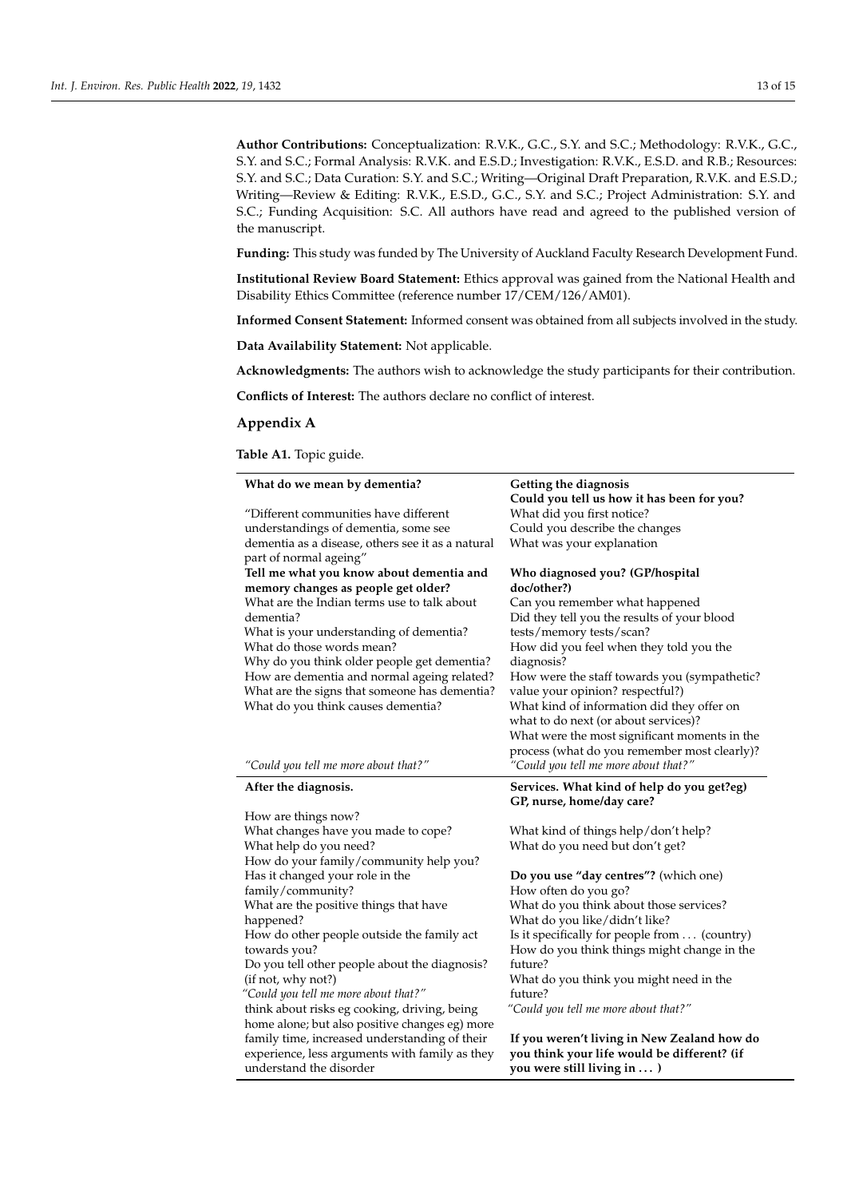**Author Contributions:** Conceptualization: R.V.K., G.C., S.Y. and S.C.; Methodology: R.V.K., G.C., S.Y. and S.C.; Formal Analysis: R.V.K. and E.S.D.; Investigation: R.V.K., E.S.D. and R.B.; Resources: S.Y. and S.C.; Data Curation: S.Y. and S.C.; Writing—Original Draft Preparation, R.V.K. and E.S.D.; Writing—Review & Editing: R.V.K., E.S.D., G.C., S.Y. and S.C.; Project Administration: S.Y. and S.C.; Funding Acquisition: S.C. All authors have read and agreed to the published version of the manuscript.

**Funding:** This study was funded by The University of Auckland Faculty Research Development Fund.

**Institutional Review Board Statement:** Ethics approval was gained from the National Health and Disability Ethics Committee (reference number 17/CEM/126/AM01).

**Informed Consent Statement:** Informed consent was obtained from all subjects involved in the study.

**Data Availability Statement:** Not applicable.

**Acknowledgments:** The authors wish to acknowledge the study participants for their contribution.

**Conflicts of Interest:** The authors declare no conflict of interest.

## Appendix A

**Table A1.** Topic guide.

| **What do we mean by dementia?** | **Getting the diagnosis** |
|---|---|
| "Different communities have different understandings of dementia, some see dementia as a disease, others see it as a natural part of normal ageing"<br>**Tell me what you know about dementia and memory changes as people get older?**<br>What are the Indian terms use to talk about dementia?<br>What is your understanding of dementia?<br>What do those words mean?<br>Why do you think older people get dementia?<br>How are dementia and normal ageing related?<br>What are the signs that someone has dementia?<br>What do you think causes dementia?<br>*"Could you tell me more about that?"* | **Could you tell us how it has been for you?**<br>What did you first notice?<br>Could you describe the changes<br>What was your explanation<br>**Who diagnosed you? (GP/hospital doc/other?)**<br>Can you remember what happened<br>Did they tell you the results of your blood tests/memory tests/scan?<br>How did you feel when they told you the diagnosis?<br>How were the staff towards you (sympathetic? value your opinion? respectful?)<br>What kind of information did they offer on what to do next (or about services)?<br>What were the most significant moments in the process (what do you remember most clearly)?<br>*"Could you tell me more about that?"* |
| **After the diagnosis.** | **Services. What kind of help do you get?eg) GP, nurse, home/day care?** |
| How are things now?<br>What changes have you made to cope?<br>What help do you need?<br>How do your family/community help you?<br>Has it changed your role in the family/community?<br>What are the positive things that have happened?<br>How do other people outside the family act towards you?<br>Do you tell other people about the diagnosis? (if not, why not?)<br>*"Could you tell me more about that?"*<br>think about risks eg cooking, driving, being home alone; but also positive changes eg) more family time, increased understanding of their experience, less arguments with family as they understand the disorder | What kind of things help/don't help?<br>What do you need but don't get?<br>**Do you use "day centres"?** (which one)<br>How often do you go?<br>What do you think about those services?<br>What do you like/didn't like?<br>Is it specifically for people from . . . (country)<br>How do you think things might change in the future?<br>What do you think you might need in the future?<br>*"Could you tell me more about that?"*<br>**If you weren't living in New Zealand how do you think your life would be different? (if you were still living in . . . )** |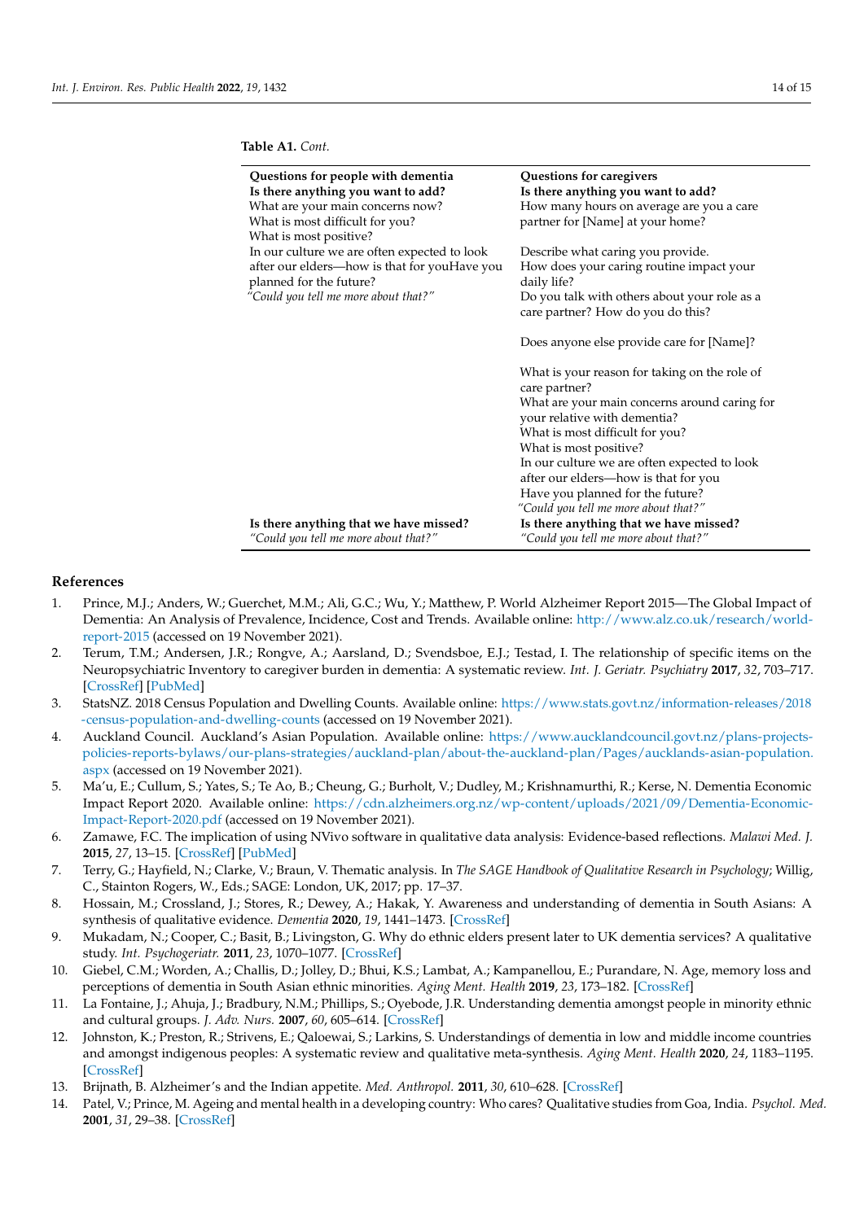**Table A1.** *Cont.*

| Questions for people with dementia | Questions for caregivers |
| --- | --- |
| **Is there anything you want to add?** | **Is there anything you want to add?** |
| What are your main concerns now? | How many hours on average are you a care partner for [Name] at your home? |
| What is most difficult for you? | |
| What is most positive? | |
| In our culture we are often expected to look after our elders—how is that for youHave you planned for the future? | Describe what caring you provide. |
| | How does your caring routine impact your daily life? |
| *"Could you tell me more about that?"* | Do you talk with others about your role as a care partner? How do you do this? |
| | Does anyone else provide care for [Name]? |
| | What is your reason for taking on the role of care partner? |
| | What are your main concerns around caring for your relative with dementia? |
| | What is most difficult for you? |
| | What is most positive? |
| | In our culture we are often expected to look after our elders—how is that for you |
| | Have you planned for the future? |
| | *"Could you tell me more about that?"* |
| **Is there anything that we have missed?** | **Is there anything that we have missed?** |
| *"Could you tell me more about that?"* | *"Could you tell me more about that?"* |

## References

1. Prince, M.J.; Anders, W.; Guerchet, M.M.; Ali, G.C.; Wu, Y.; Matthew, P. World Alzheimer Report 2015—The Global Impact of Dementia: An Analysis of Prevalence, Incidence, Cost and Trends. Available online: http://www.alz.co.uk/research/world-report-2015 (accessed on 19 November 2021).
2. Terum, T.M.; Andersen, J.R.; Rongve, A.; Aarsland, D.; Svendsboe, E.J.; Testad, I. The relationship of specific items on the Neuropsychiatric Inventory to caregiver burden in dementia: A systematic review. *Int. J. Geriatr. Psychiatry* **2017**, *32*, 703–717. [CrossRef] [PubMed]
3. StatsNZ. 2018 Census Population and Dwelling Counts. Available online: https://www.stats.govt.nz/information-releases/2018-census-population-and-dwelling-counts (accessed on 19 November 2021).
4. Auckland Council. Auckland's Asian Population. Available online: https://www.aucklandcouncil.govt.nz/plans-projects-policies-reports-bylaws/our-plans-strategies/auckland-plan/about-the-auckland-plan/Pages/aucklands-asian-population.aspx (accessed on 19 November 2021).
5. Ma'u, E.; Cullum, S.; Yates, S.; Te Ao, B.; Cheung, G.; Burholt, V.; Dudley, M.; Krishnamurthi, R.; Kerse, N. Dementia Economic Impact Report 2020. Available online: https://cdn.alzheimers.org.nz/wp-content/uploads/2021/09/Dementia-Economic-Impact-Report-2020.pdf (accessed on 19 November 2021).
6. Zamawe, F.C. The implication of using NVivo software in qualitative data analysis: Evidence-based reflections. *Malawi Med. J.* **2015**, *27*, 13–15. [CrossRef] [PubMed]
7. Terry, G.; Hayfield, N.; Clarke, V.; Braun, V. Thematic analysis. In *The SAGE Handbook of Qualitative Research in Psychology*; Willig, C., Stainton Rogers, W., Eds.; SAGE: London, UK, 2017; pp. 17–37.
8. Hossain, M.; Crossland, J.; Stores, R.; Dewey, A.; Hakak, Y. Awareness and understanding of dementia in South Asians: A synthesis of qualitative evidence. *Dementia* **2020**, *19*, 1441–1473. [CrossRef]
9. Mukadam, N.; Cooper, C.; Basit, B.; Livingston, G. Why do ethnic elders present later to UK dementia services? A qualitative study. *Int. Psychogeriatr.* **2011**, *23*, 1070–1077. [CrossRef]
10. Giebel, C.M.; Worden, A.; Challis, D.; Jolley, D.; Bhui, K.S.; Lambat, A.; Kampanellou, E.; Purandare, N. Age, memory loss and perceptions of dementia in South Asian ethnic minorities. *Aging Ment. Health* **2019**, *23*, 173–182. [CrossRef]
11. La Fontaine, J.; Ahuja, J.; Bradbury, N.M.; Phillips, S.; Oyebode, J.R. Understanding dementia amongst people in minority ethnic and cultural groups. *J. Adv. Nurs.* **2007**, *60*, 605–614. [CrossRef]
12. Johnston, K.; Preston, R.; Strivens, E.; Qaloewai, S.; Larkins, S. Understandings of dementia in low and middle income countries and amongst indigenous peoples: A systematic review and qualitative meta-synthesis. *Aging Ment. Health* **2020**, *24*, 1183–1195. [CrossRef]
13. Brijnath, B. Alzheimer's and the Indian appetite. *Med. Anthropol.* **2011**, *30*, 610–628. [CrossRef]
14. Patel, V.; Prince, M. Ageing and mental health in a developing country: Who cares? Qualitative studies from Goa, India. *Psychol. Med.* **2001**, *31*, 29–38. [CrossRef]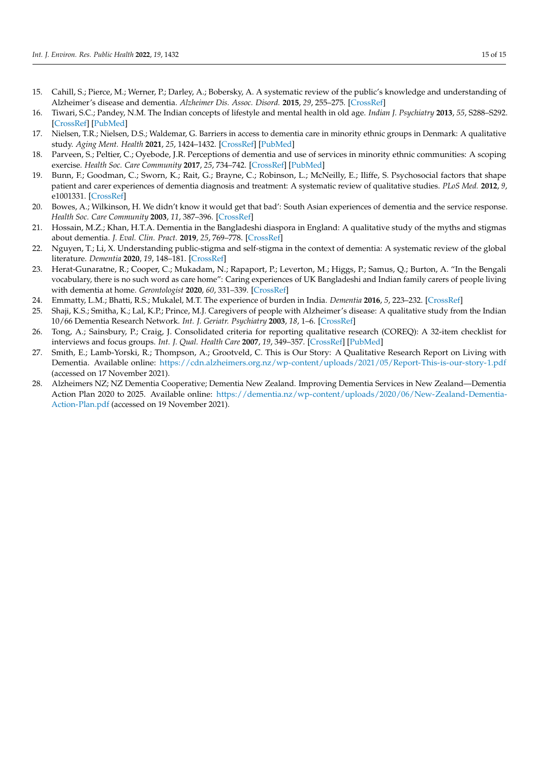15. Cahill, S.; Pierce, M.; Werner, P.; Darley, A.; Bobersky, A. A systematic review of the public's knowledge and understanding of Alzheimer's disease and dementia. *Alzheimer Dis. Assoc. Disord.* **2015**, *29*, 255–275. [CrossRef]
16. Tiwari, S.C.; Pandey, N.M. The Indian concepts of lifestyle and mental health in old age. *Indian J. Psychiatry* **2013**, *55*, S288–S292. [CrossRef] [PubMed]
17. Nielsen, T.R.; Nielsen, D.S.; Waldemar, G. Barriers in access to dementia care in minority ethnic groups in Denmark: A qualitative study. *Aging Ment. Health* **2021**, *25*, 1424–1432. [CrossRef] [PubMed]
18. Parveen, S.; Peltier, C.; Oyebode, J.R. Perceptions of dementia and use of services in minority ethnic communities: A scoping exercise. *Health Soc. Care Community* **2017**, *25*, 734–742. [CrossRef] [PubMed]
19. Bunn, F.; Goodman, C.; Sworn, K.; Rait, G.; Brayne, C.; Robinson, L.; McNeilly, E.; Iliffe, S. Psychosocial factors that shape patient and carer experiences of dementia diagnosis and treatment: A systematic review of qualitative studies. *PLoS Med.* **2012**, *9*, e1001331. [CrossRef]
20. Bowes, A.; Wilkinson, H. We didn't know it would get that bad': South Asian experiences of dementia and the service response. *Health Soc. Care Community* **2003**, *11*, 387–396. [CrossRef]
21. Hossain, M.Z.; Khan, H.T.A. Dementia in the Bangladeshi diaspora in England: A qualitative study of the myths and stigmas about dementia. *J. Eval. Clin. Pract.* **2019**, *25*, 769–778. [CrossRef]
22. Nguyen, T.; Li, X. Understanding public-stigma and self-stigma in the context of dementia: A systematic review of the global literature. *Dementia* **2020**, *19*, 148–181. [CrossRef]
23. Herat-Gunaratne, R.; Cooper, C.; Mukadam, N.; Rapaport, P.; Leverton, M.; Higgs, P.; Samus, Q.; Burton, A. "In the Bengali vocabulary, there is no such word as care home": Caring experiences of UK Bangladeshi and Indian family carers of people living with dementia at home. *Gerontologist* **2020**, *60*, 331–339. [CrossRef]
24. Emmatty, L.M.; Bhatti, R.S.; Mukalel, M.T. The experience of burden in India. *Dementia* **2016**, *5*, 223–232. [CrossRef]
25. Shaji, K.S.; Smitha, K.; Lal, K.P.; Prince, M.J. Caregivers of people with Alzheimer's disease: A qualitative study from the Indian 10/66 Dementia Research Network. *Int. J. Geriatr. Psychiatry* **2003**, *18*, 1–6. [CrossRef]
26. Tong, A.; Sainsbury, P.; Craig, J. Consolidated criteria for reporting qualitative research (COREQ): A 32-item checklist for interviews and focus groups. *Int. J. Qual. Health Care* **2007**, *19*, 349–357. [CrossRef] [PubMed]
27. Smith, E.; Lamb-Yorski, R.; Thompson, A.; Grootveld, C. This is Our Story: A Qualitative Research Report on Living with Dementia. Available online: https://cdn.alzheimers.org.nz/wp-content/uploads/2021/05/Report-This-is-our-story-1.pdf (accessed on 17 November 2021).
28. Alzheimers NZ; NZ Dementia Cooperative; Dementia New Zealand. Improving Dementia Services in New Zealand—Dementia Action Plan 2020 to 2025. Available online: https://dementia.nz/wp-content/uploads/2020/06/New-Zealand-Dementia-Action-Plan.pdf (accessed on 19 November 2021).